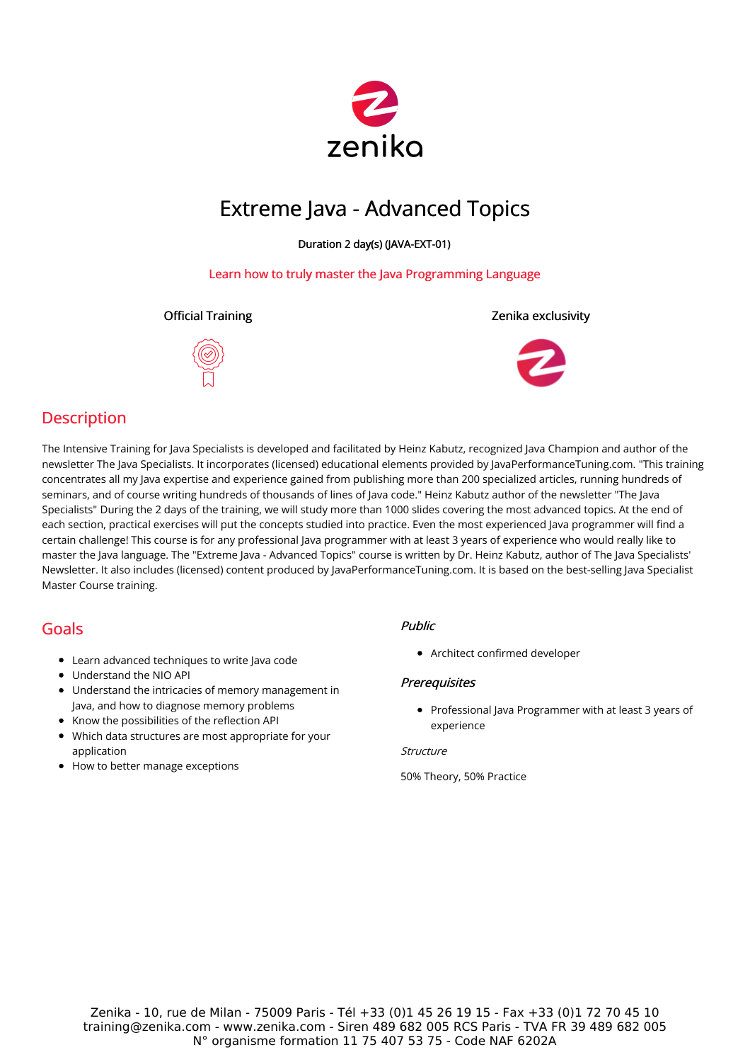# Extreme Java - Advanced Topics

**Duration 2 day(s) (JAVA-EXT-01)**

Learn how to truly master the Java Programming Language

**Official Training**

**Zenika exclusivity**

## Description

The Intensive Training for Java Specialists is developed and facilitated by Heinz Kabutz, recognized Java Champion and author of the newsletter The Java Specialists. It incorporates (licensed) educational elements provided by JavaPerformanceTuning.com. "This training concentrates all my Java expertise and experience gained from publishing more than 200 specialized articles, running hundreds of seminars, and of course writing hundreds of thousands of lines of Java code." Heinz Kabutz author of the newsletter "The Java Specialists" During the 2 days of the training, we will study more than 1000 slides covering the most advanced topics. At the end of each section, practical exercises will put the concepts studied into practice. Even the most experienced Java programmer will find a certain challenge! This course is for any professional Java programmer with at least 3 years of experience who would really like to master the Java language. The "Extreme Java - Advanced Topics" course is written by Dr. Heinz Kabutz, author of The Java Specialists' Newsletter. It also includes (licensed) content produced by JavaPerformanceTuning.com. It is based on the best-selling Java Specialist Master Course training.

## Goals

- Learn advanced techniques to write Java code
- Understand the NIO API
- Understand the intricacies of memory management in Java, and how to diagnose memory problems
- Know the possibilities of the reflection API
- Which data structures are most appropriate for your application
- How to better manage exceptions

### *Public*

- Architect confirmed developer

### *Prerequisites*

- Professional Java Programmer with at least 3 years of experience

*Structure*

50% Theory, 50% Practice

Zenika - 10, rue de Milan - 75009 Paris - Tél +33 (0)1 45 26 19 15 - Fax +33 (0)1 72 70 45 10
training@zenika.com - www.zenika.com - Siren 489 682 005 RCS Paris - TVA FR 39 489 682 005
N° organisme formation 11 75 407 53 75 - Code NAF 6202A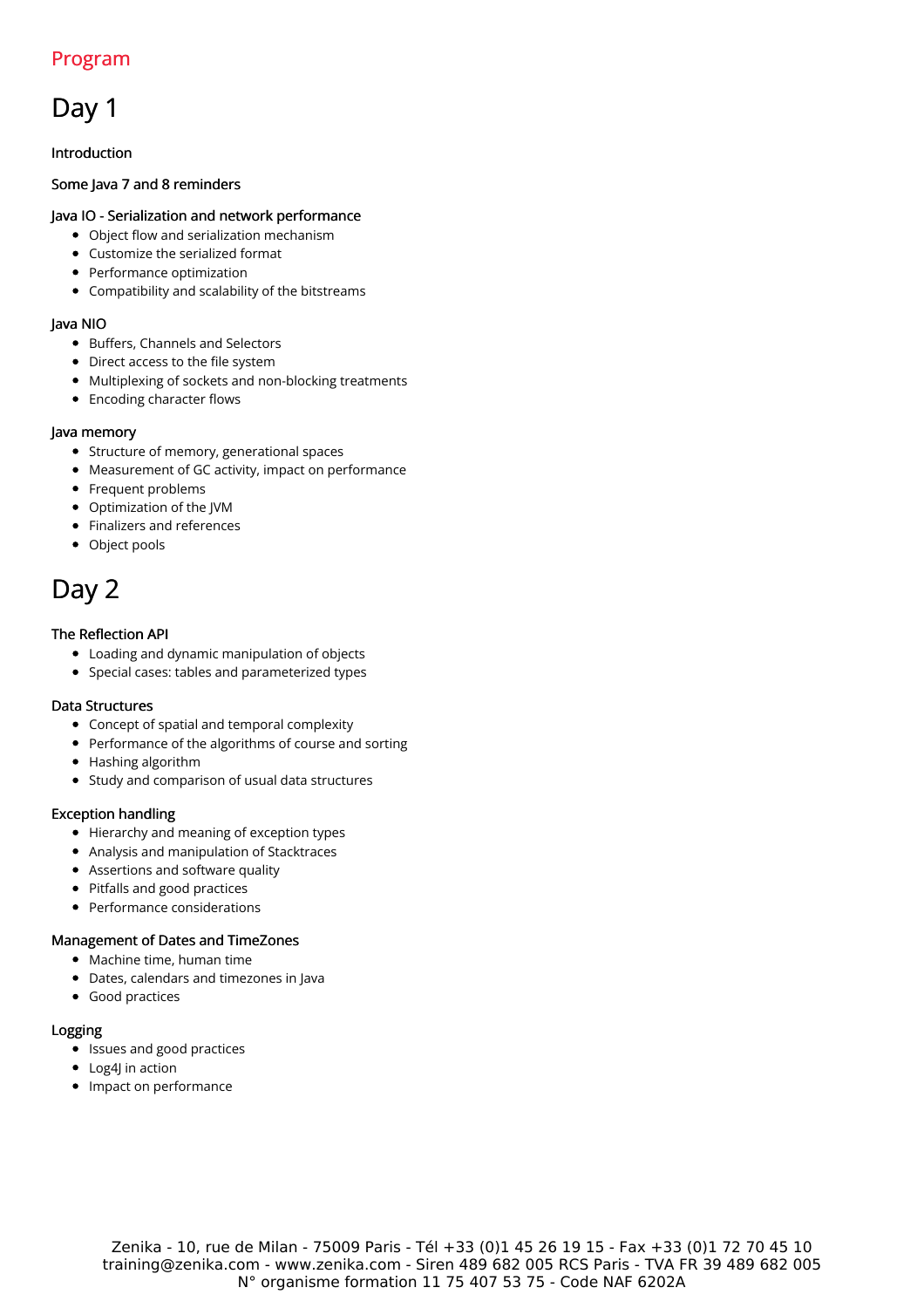## Program

# Day 1

#### Introduction

#### Some Java 7 and 8 reminders

#### Java IO - Serialization and network performance

- Object flow and serialization mechanism
- Customize the serialized format
- Performance optimization
- Compatibility and scalability of the bitstreams

#### Java NIO

- Buffers, Channels and Selectors
- Direct access to the file system
- Multiplexing of sockets and non-blocking treatments
- Encoding character flows

#### Java memory

- Structure of memory, generational spaces
- Measurement of GC activity, impact on performance
- Frequent problems
- Optimization of the JVM
- Finalizers and references
- Object pools

# Day 2

#### The Reflection API

- Loading and dynamic manipulation of objects
- Special cases: tables and parameterized types

#### Data Structures

- Concept of spatial and temporal complexity
- Performance of the algorithms of course and sorting
- Hashing algorithm
- Study and comparison of usual data structures

#### Exception handling

- Hierarchy and meaning of exception types
- Analysis and manipulation of Stacktraces
- Assertions and software quality
- Pitfalls and good practices
- Performance considerations

#### Management of Dates and TimeZones

- Machine time, human time
- Dates, calendars and timezones in Java
- Good practices

#### Logging

- Issues and good practices
- Log4J in action
- Impact on performance